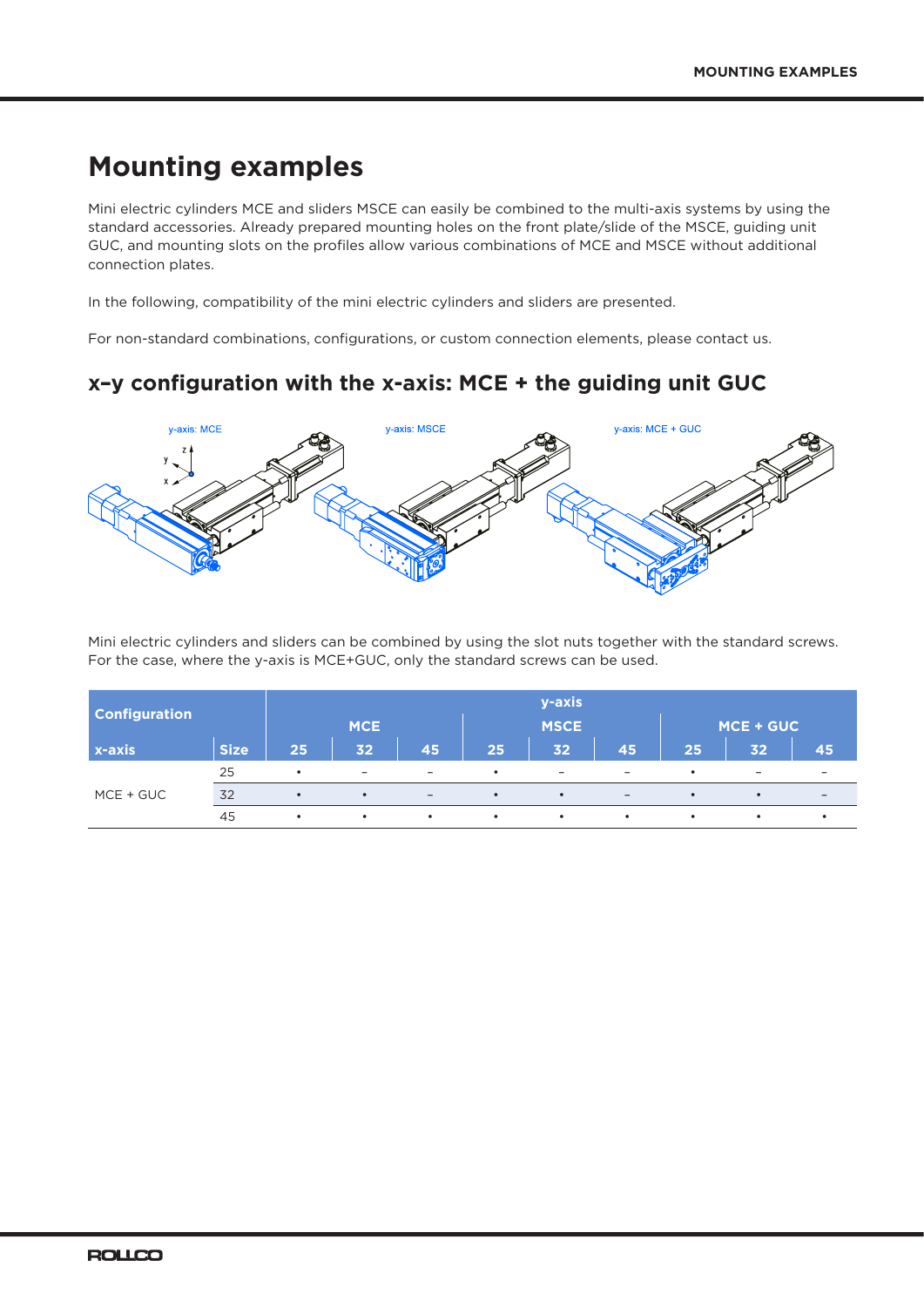# Mounting examples

Mini electric cylinders MCE and sliders MSCE can easily be combined to the multi-axis systems by using the standard accessories. Already prepared mounting holes on the front plate/slide of the MSCE, guiding unit GUC, and mounting slots on the profiles allow various combinations of MCE and MSCE without additional connection plates.

In the following, compatibility of the mini electric cylinders and sliders are presented.

For non-standard combinations, configurations, or custom connection elements, please contact us.

## x–y configuration with the x-axis: MCE + the guiding unit GUC

y-axis: MCE | y-axis: MSCE | y-axis: MCE + GUC

Mini electric cylinders and sliders can be combined by using the slot nuts together with the standard screws. For the case, where the y-axis is MCE+GUC, only the standard screws can be used.

| Configuration | | y-axis | | | | | | | | |
|---|---|---|---|---|---|---|---|---|---|---|
| | | MCE | | | MSCE | | | MCE + GUC | | |
| x-axis | Size | 25 | 32 | 45 | 25 | 32 | 45 | 25 | 32 | 45 |
| MCE + GUC | 25 | • | – | – | • | – | – | • | – | – |
| | 32 | • | • | – | • | • | – | • | • | – |
| | 45 | • | • | • | • | • | • | • | • | • |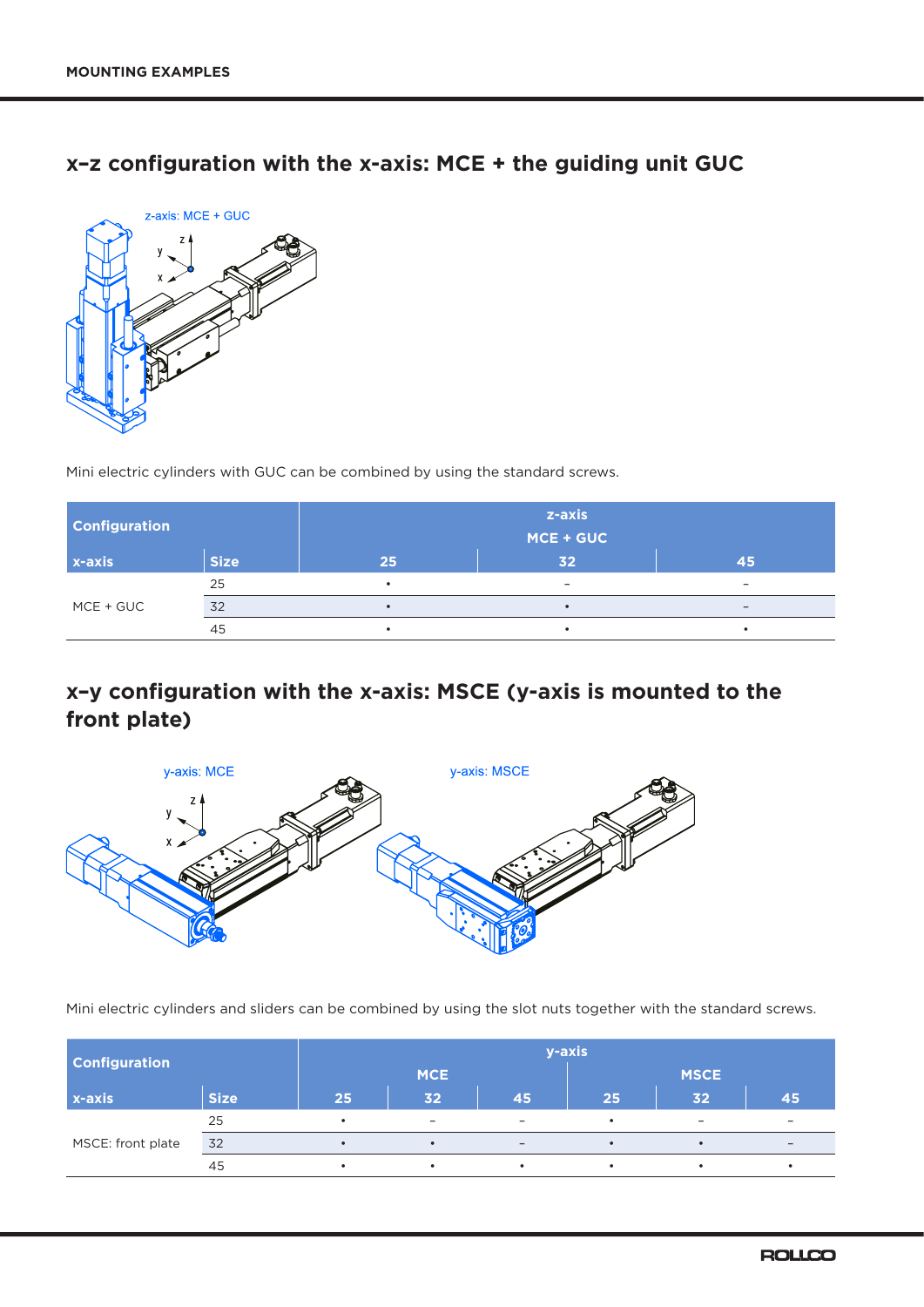## x–z configuration with the x-axis: MCE + the guiding unit GUC

Mini electric cylinders with GUC can be combined by using the standard screws.

| Configuration | | z-axis MCE + GUC | | |
|---|---|---|---|---|
| x-axis | Size | 25 | 32 | 45 |
| MCE + GUC | 25 | • | – | – |
| | 32 | • | • | – |
| | 45 | • | • | • |

## x–y configuration with the x-axis: MSCE (y-axis is mounted to the front plate)

Mini electric cylinders and sliders can be combined by using the slot nuts together with the standard screws.

| Configuration | | y-axis | | | | | |
|---|---|---|---|---|---|---|---|
| | | MCE | | | MSCE | | |
| x-axis | Size | 25 | 32 | 45 | 25 | 32 | 45 |
| MSCE: front plate | 25 | • | – | – | • | – | – |
| | 32 | • | • | – | • | • | – |
| | 45 | • | • | • | • | • | • |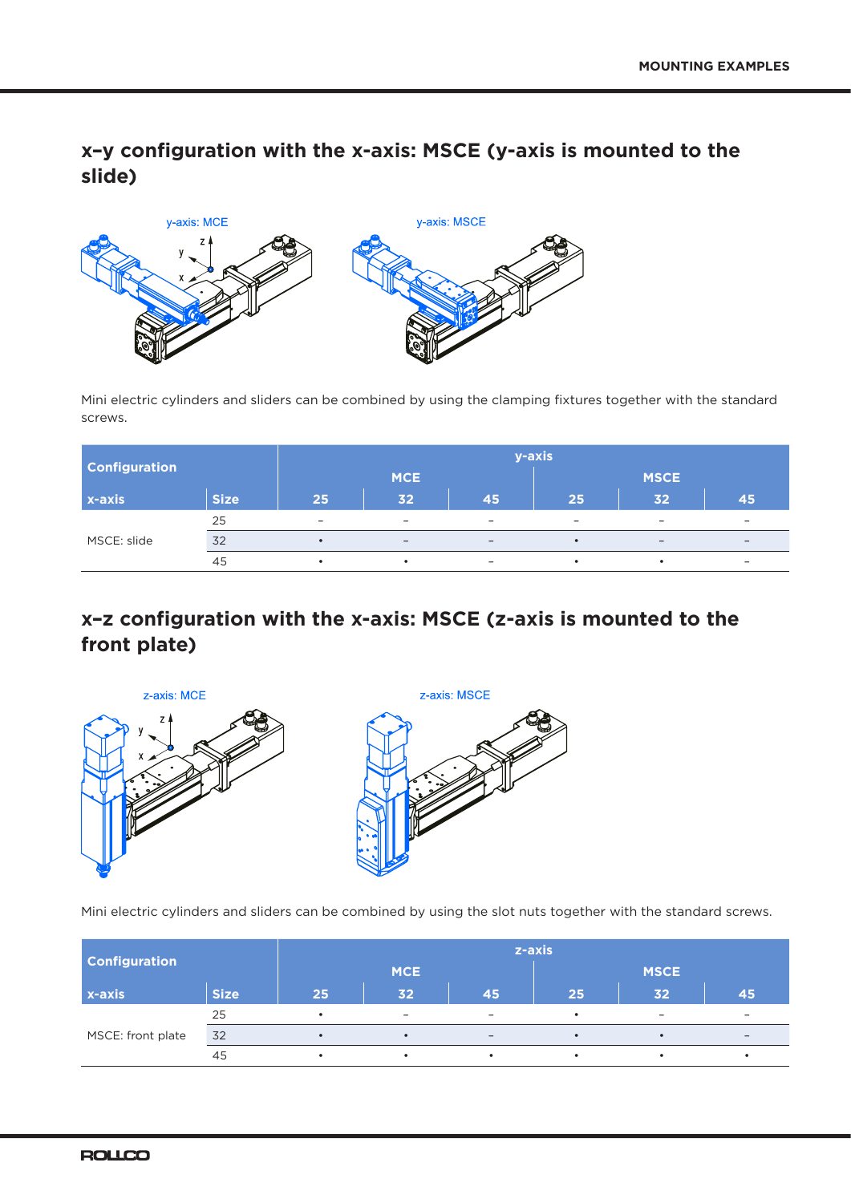## x-y configuration with the x-axis: MSCE (y-axis is mounted to the slide)

y-axis: MCE

y-axis: MSCE

Mini electric cylinders and sliders can be combined by using the clamping fixtures together with the standard screws.

| Configuration | | y-axis | | | | | |
|---|---|---|---|---|---|---|---|
| | | MCE | | | MSCE | | |
| x-axis | Size | 25 | 32 | 45 | 25 | 32 | 45 |
| MSCE: slide | 25 | – | – | – | – | – | – |
| | 32 | • | – | – | • | – | – |
| | 45 | • | • | – | • | • | – |

## x–z configuration with the x-axis: MSCE (z-axis is mounted to the front plate)

z-axis: MCE

z-axis: MSCE

Mini electric cylinders and sliders can be combined by using the slot nuts together with the standard screws.

| Configuration | | z-axis | | | | | |
|---|---|---|---|---|---|---|---|
| | | MCE | | | MSCE | | |
| x-axis | Size | 25 | 32 | 45 | 25 | 32 | 45 |
| MSCE: front plate | 25 | • | – | – | • | – | – |
| | 32 | • | • | – | • | • | – |
| | 45 | • | • | • | • | • | • |